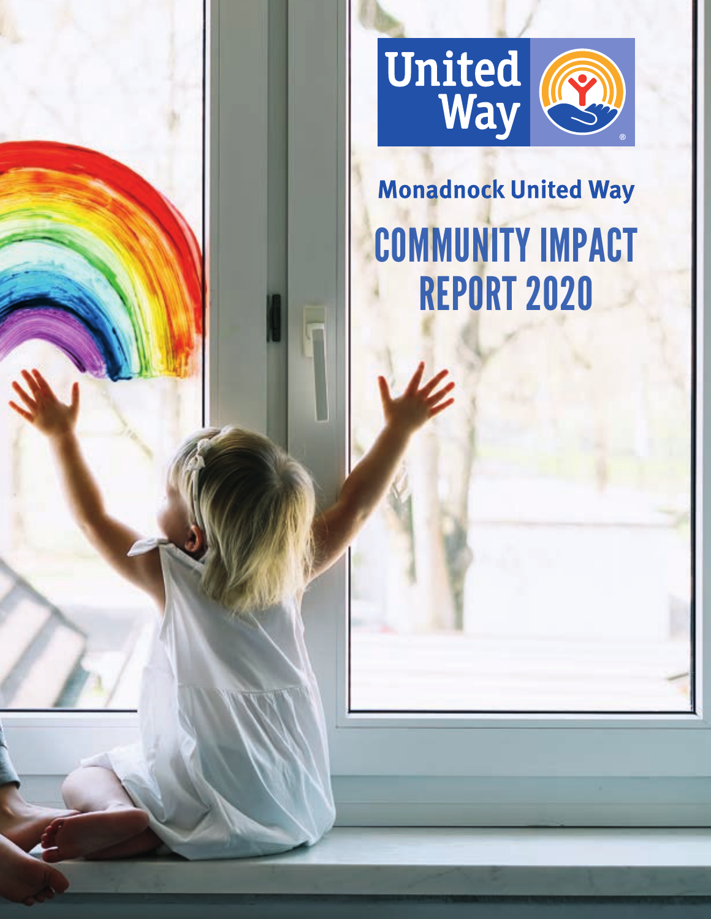United Way

Monadnock United Way

# COMMUNITY IMPACT REPORT 2020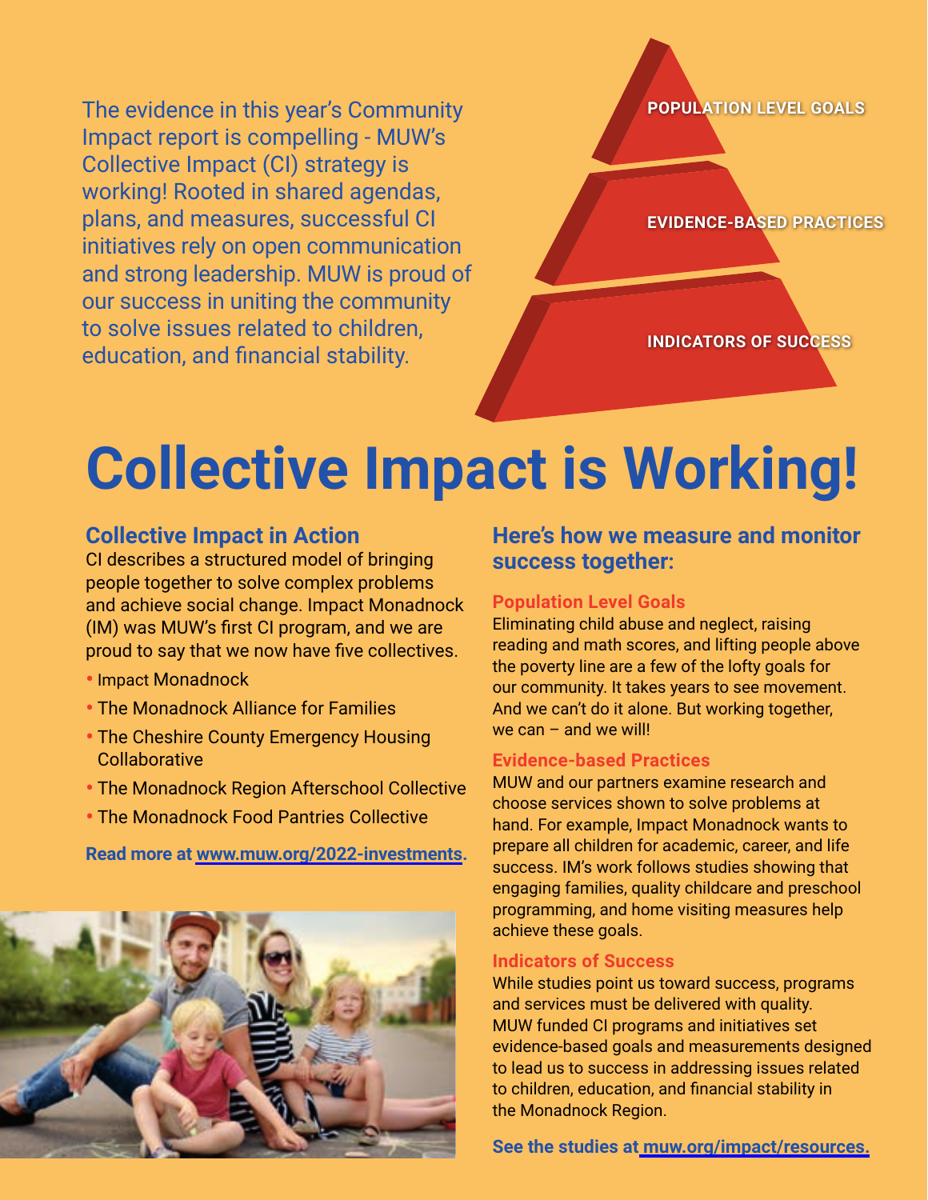The evidence in this year's Community Impact report is compelling - MUW's Collective Impact (CI) strategy is working! Rooted in shared agendas, plans, and measures, successful CI initiatives rely on open communication and strong leadership. MUW is proud of our success in uniting the community to solve issues related to children, education, and financial stability.

POPULATION LEVEL GOALS

EVIDENCE-BASED PRACTICES

INDICATORS OF SUCCESS

# Collective Impact is Working!

## Collective Impact in Action

CI describes a structured model of bringing people together to solve complex problems and achieve social change. Impact Monadnock (IM) was MUW's first CI program, and we are proud to say that we now have five collectives.

- Impact Monadnock
- The Monadnock Alliance for Families
- The Cheshire County Emergency Housing Collaborative
- The Monadnock Region Afterschool Collective
- The Monadnock Food Pantries Collective

**Read more at www.muw.org/2022-investments.**

## Here's how we measure and monitor success together:

### Population Level Goals

Eliminating child abuse and neglect, raising reading and math scores, and lifting people above the poverty line are a few of the lofty goals for our community. It takes years to see movement. And we can't do it alone. But working together, we can – and we will!

### Evidence-based Practices

MUW and our partners examine research and choose services shown to solve problems at hand. For example, Impact Monadnock wants to prepare all children for academic, career, and life success. IM's work follows studies showing that engaging families, quality childcare and preschool programming, and home visiting measures help achieve these goals.

### Indicators of Success

While studies point us toward success, programs and services must be delivered with quality. MUW funded CI programs and initiatives set evidence-based goals and measurements designed to lead us to success in addressing issues related to children, education, and financial stability in the Monadnock Region.

**See the studies at muw.org/impact/resources.**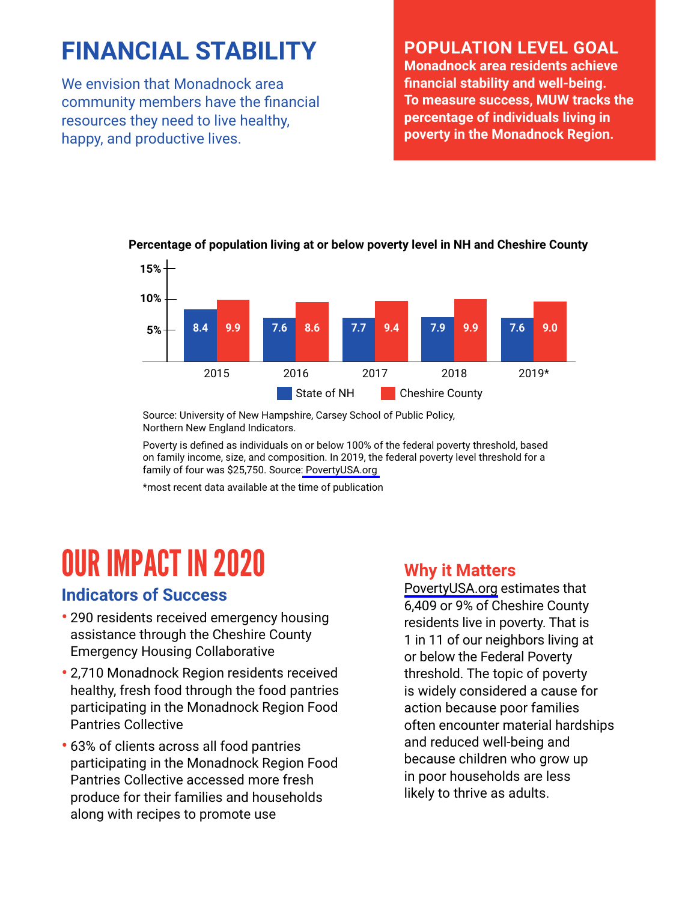# FINANCIAL STABILITY

We envision that Monadnock area community members have the financial resources they need to live healthy, happy, and productive lives.

## POPULATION LEVEL GOAL

**Monadnock area residents achieve financial stability and well-being. To measure success, MUW tracks the percentage of individuals living in poverty in the Monadnock Region.**

**Percentage of population living at or below poverty level in NH and Cheshire County**

| Year | State of NH | Cheshire County |
|---|---|---|
| 2015 | 8.4 | 9.9 |
| 2016 | 7.6 | 8.6 |
| 2017 | 7.7 | 9.4 |
| 2018 | 7.9 | 9.9 |
| 2019* | 7.6 | 9.0 |

Source: University of New Hampshire, Carsey School of Public Policy, Northern New England Indicators.

Poverty is defined as individuals on or below 100% of the federal poverty threshold, based on family income, size, and composition. In 2019, the federal poverty level threshold for a family of four was $25,750. Source: PovertyUSA.org

*most recent data available at the time of publication

# OUR IMPACT IN 2020

## Indicators of Success

- 290 residents received emergency housing assistance through the Cheshire County Emergency Housing Collaborative
- 2,710 Monadnock Region residents received healthy, fresh food through the food pantries participating in the Monadnock Region Food Pantries Collective
- 63% of clients across all food pantries participating in the Monadnock Region Food Pantries Collective accessed more fresh produce for their families and households along with recipes to promote use

## Why it Matters

PovertyUSA.org estimates that 6,409 or 9% of Cheshire County residents live in poverty. That is 1 in 11 of our neighbors living at or below the Federal Poverty threshold. The topic of poverty is widely considered a cause for action because poor families often encounter material hardships and reduced well-being and because children who grow up in poor households are less likely to thrive as adults.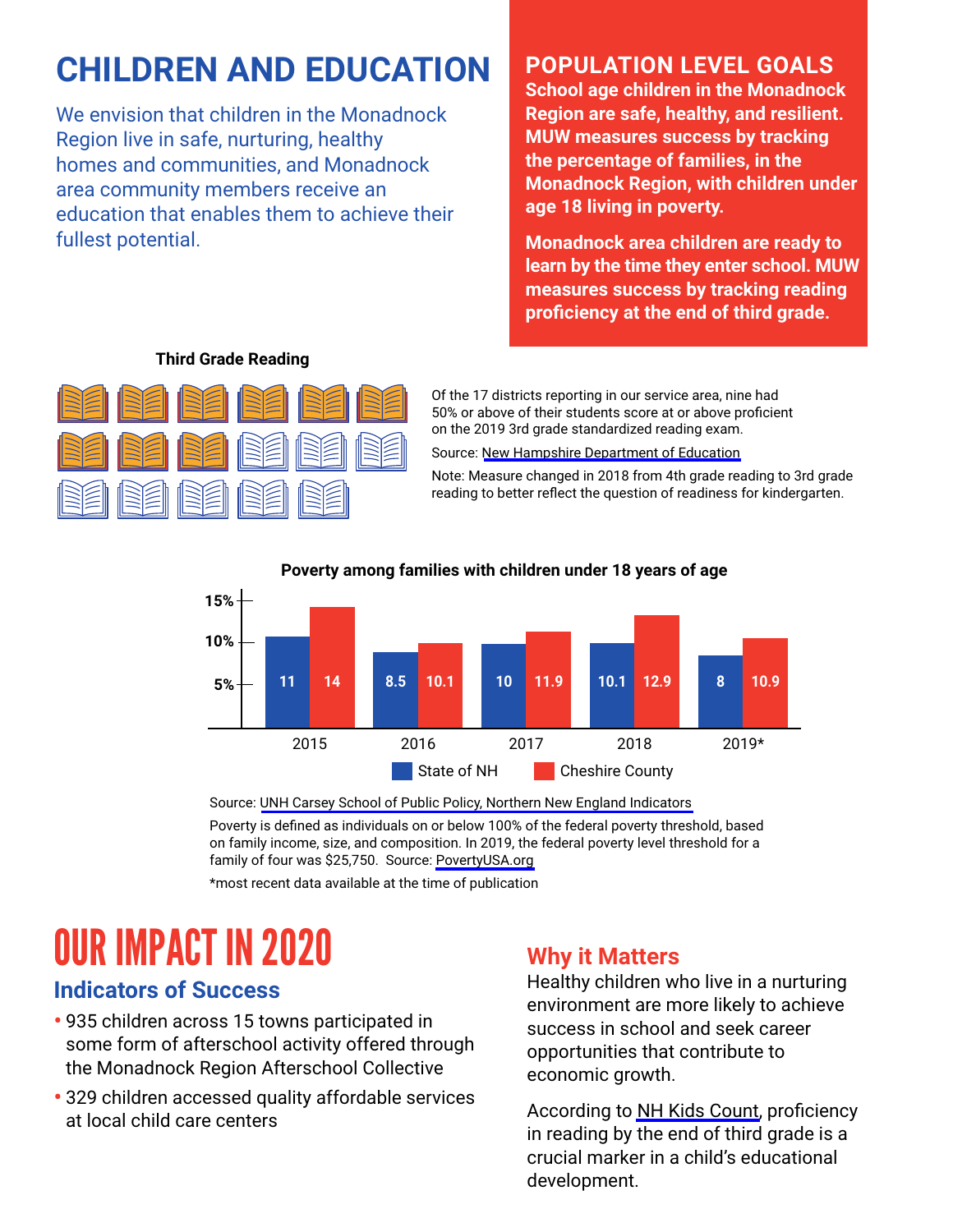# CHILDREN AND EDUCATION

We envision that children in the Monadnock Region live in safe, nurturing, healthy homes and communities, and Monadnock area community members receive an education that enables them to achieve their fullest potential.

## POPULATION LEVEL GOALS

**School age children in the Monadnock Region are safe, healthy, and resilient. MUW measures success by tracking the percentage of families, in the Monadnock Region, with children under age 18 living in poverty.**

**Monadnock area children are ready to learn by the time they enter school. MUW measures success by tracking reading proficiency at the end of third grade.**

### Third Grade Reading

Of the 17 districts reporting in our service area, nine had 50% or above of their students score at or above proficient on the 2019 3rd grade standardized reading exam.

Source: New Hampshire Department of Education

Note: Measure changed in 2018 from 4th grade reading to 3rd grade reading to better reflect the question of readiness for kindergarten.

### Poverty among families with children under 18 years of age

| Year | State of NH | Cheshire County |
|---|---|---|
| 2015 | 11 | 14 |
| 2016 | 8.5 | 10.1 |
| 2017 | 10 | 11.9 |
| 2018 | 10.1 | 12.9 |
| 2019* | 8 | 10.9 |

Source: UNH Carsey School of Public Policy, Northern New England Indicators

Poverty is defined as individuals on or below 100% of the federal poverty threshold, based on family income, size, and composition. In 2019, the federal poverty level threshold for a family of four was $25,750. Source: PovertyUSA.org

*most recent data available at the time of publication

# OUR IMPACT IN 2020

## Indicators of Success

- 935 children across 15 towns participated in some form of afterschool activity offered through the Monadnock Region Afterschool Collective
- 329 children accessed quality affordable services at local child care centers

## Why it Matters

Healthy children who live in a nurturing environment are more likely to achieve success in school and seek career opportunities that contribute to economic growth.

According to NH Kids Count, proficiency in reading by the end of third grade is a crucial marker in a child's educational development.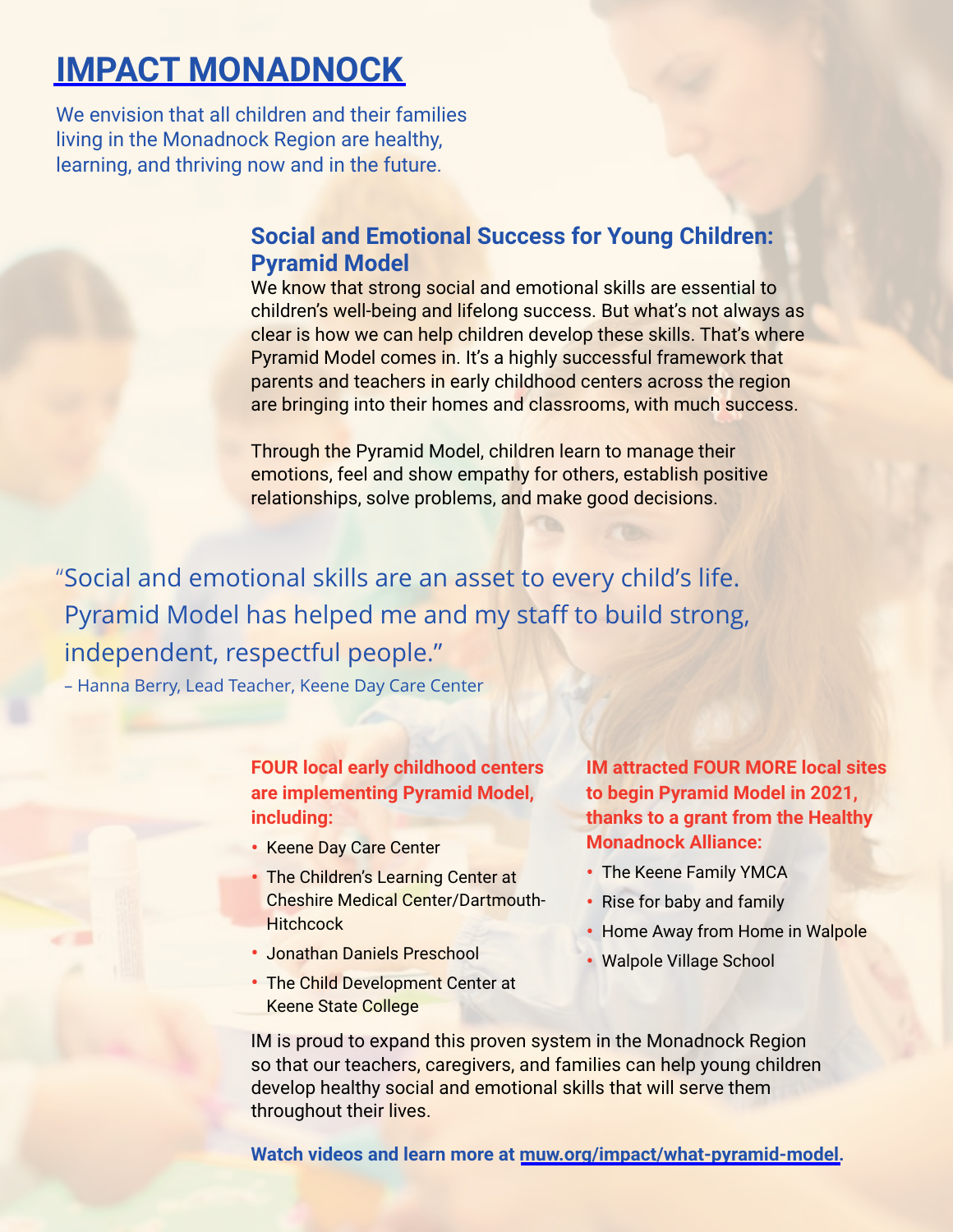# IMPACT MONADNOCK

We envision that all children and their families living in the Monadnock Region are healthy, learning, and thriving now and in the future.

## Social and Emotional Success for Young Children: Pyramid Model

We know that strong social and emotional skills are essential to children's well-being and lifelong success. But what's not always as clear is how we can help children develop these skills. That's where Pyramid Model comes in. It's a highly successful framework that parents and teachers in early childhood centers across the region are bringing into their homes and classrooms, with much success.

Through the Pyramid Model, children learn to manage their emotions, feel and show empathy for others, establish positive relationships, solve problems, and make good decisions.

> "Social and emotional skills are an asset to every child's life. Pyramid Model has helped me and my staff to build strong, independent, respectful people."
>
> – Hanna Berry, Lead Teacher, Keene Day Care Center

**FOUR local early childhood centers are implementing Pyramid Model, including:**

- Keene Day Care Center
- The Children's Learning Center at Cheshire Medical Center/Dartmouth-Hitchcock
- Jonathan Daniels Preschool
- The Child Development Center at Keene State College

**IM attracted FOUR MORE local sites to begin Pyramid Model in 2021, thanks to a grant from the Healthy Monadnock Alliance:**

- The Keene Family YMCA
- Rise for baby and family
- Home Away from Home in Walpole
- Walpole Village School

IM is proud to expand this proven system in the Monadnock Region so that our teachers, caregivers, and families can help young children develop healthy social and emotional skills that will serve them throughout their lives.

**Watch videos and learn more at muw.org/impact/what-pyramid-model.**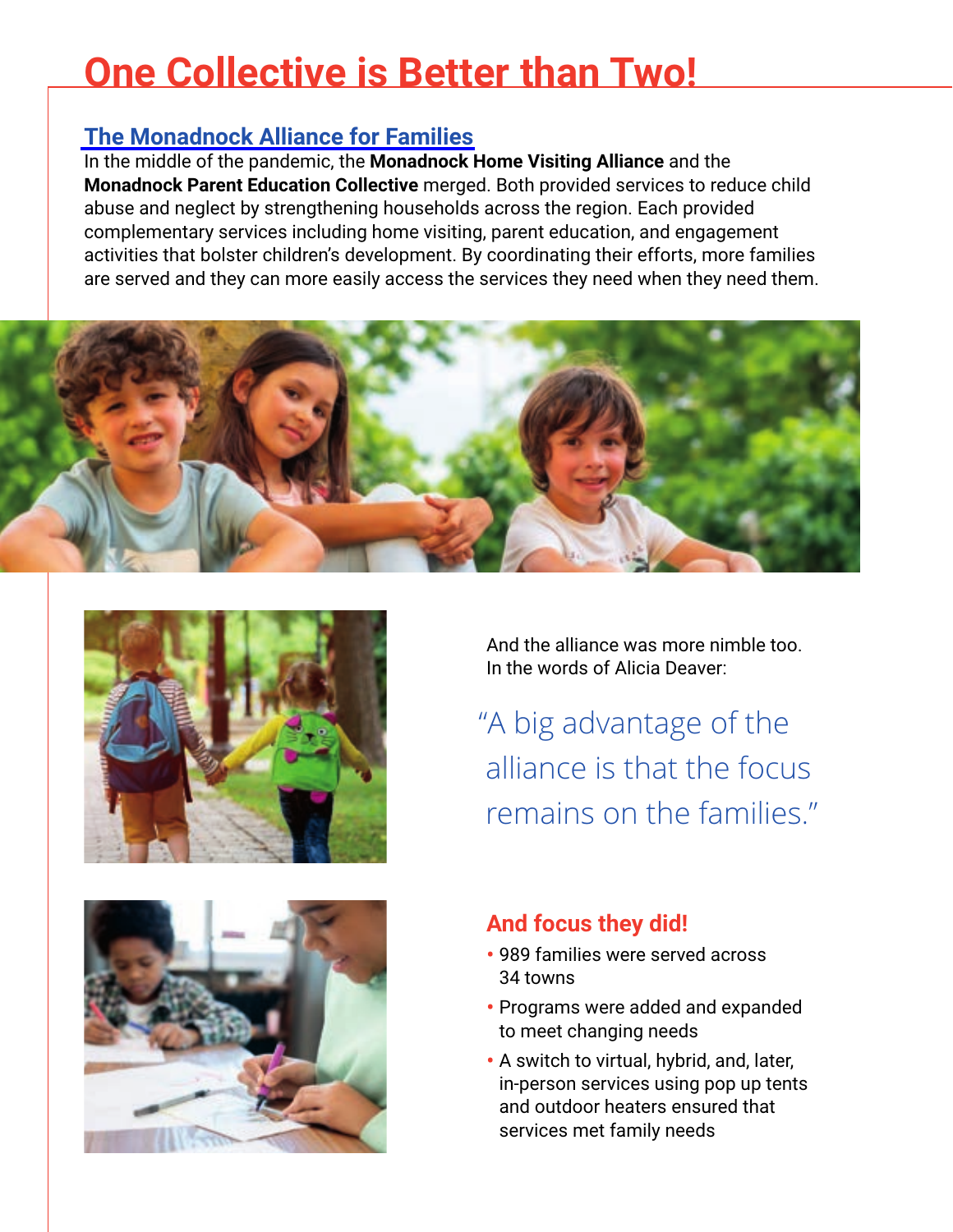# One Collective is Better than Two!

## The Monadnock Alliance for Families

In the middle of the pandemic, the **Monadnock Home Visiting Alliance** and the **Monadnock Parent Education Collective** merged. Both provided services to reduce child abuse and neglect by strengthening households across the region. Each provided complementary services including home visiting, parent education, and engagement activities that bolster children's development. By coordinating their efforts, more families are served and they can more easily access the services they need when they need them.

And the alliance was more nimble too. In the words of Alicia Deaver:

> "A big advantage of the alliance is that the focus remains on the families."

### And focus they did!

- 989 families were served across 34 towns
- Programs were added and expanded to meet changing needs
- A switch to virtual, hybrid, and, later, in-person services using pop up tents and outdoor heaters ensured that services met family needs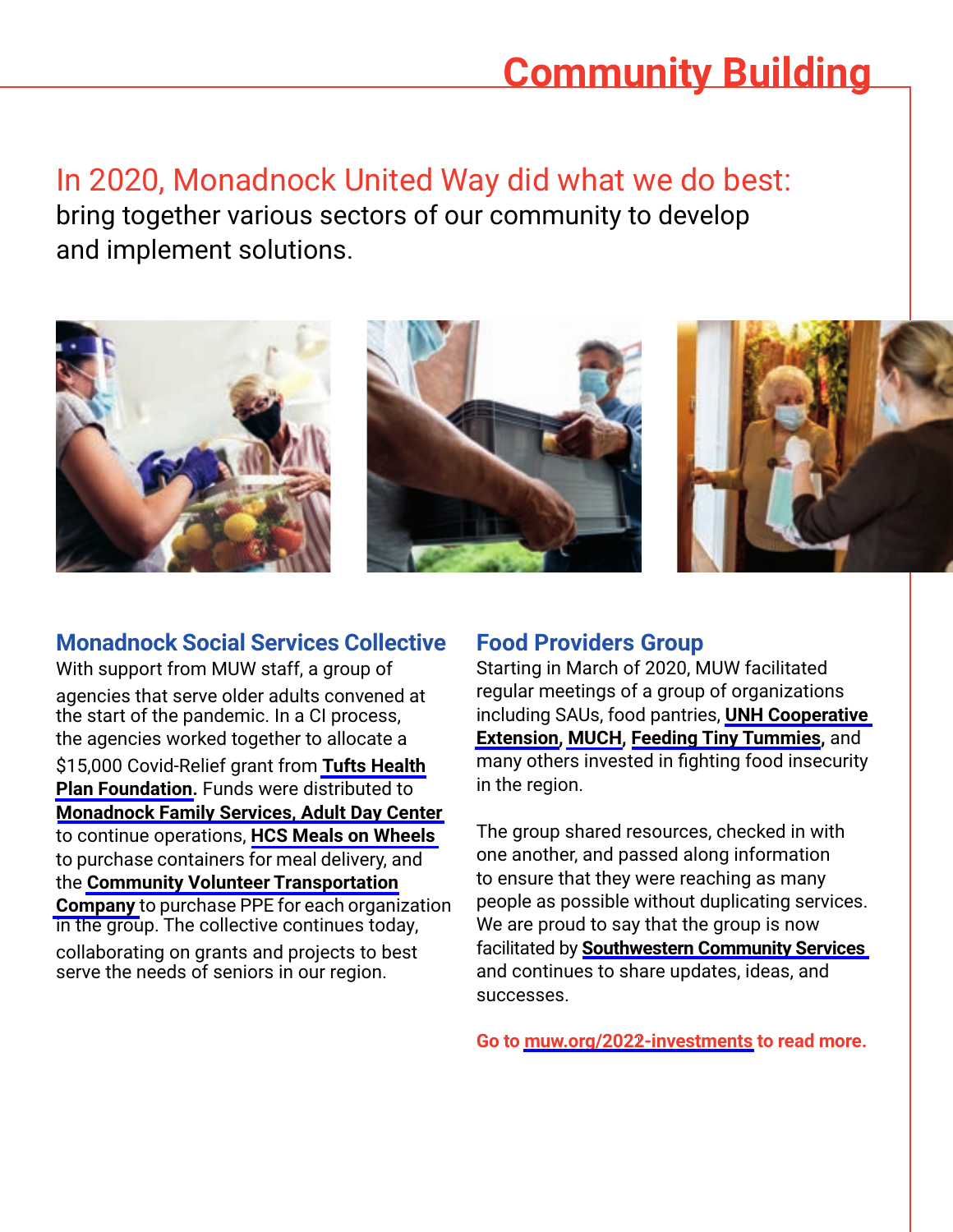# Community Building

In 2020, Monadnock United Way did what we do best: bring together various sectors of our community to develop and implement solutions.

## Monadnock Social Services Collective

With support from MUW staff, a group of agencies that serve older adults convened at the start of the pandemic. In a CI process, the agencies worked together to allocate a $15,000 Covid-Relief grant from **Tufts Health Plan Foundation.** Funds were distributed to **Monadnock Family Services, Adult Day Center** to continue operations, **HCS Meals on Wheels** to purchase containers for meal delivery, and the **Community Volunteer Transportation Company** to purchase PPE for each organization in the group. The collective continues today, collaborating on grants and projects to best serve the needs of seniors in our region.

## Food Providers Group

Starting in March of 2020, MUW facilitated regular meetings of a group of organizations including SAUs, food pantries, **UNH Cooperative Extension**, **MUCH**, **Feeding Tiny Tummies**, and many others invested in fighting food insecurity in the region.

The group shared resources, checked in with one another, and passed along information to ensure that they were reaching as many people as possible without duplicating services. We are proud to say that the group is now facilitated by **Southwestern Community Services** and continues to share updates, ideas, and successes.

**Go to muw.org/2022-investments to read more.**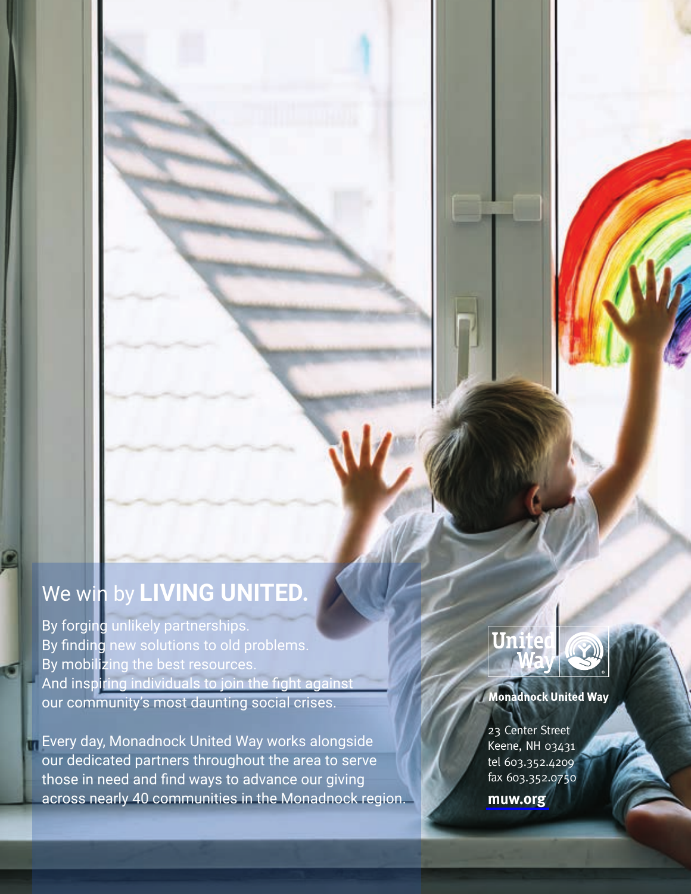## We win by **LIVING UNITED.**

By forging unlikely partnerships.
By finding new solutions to old problems.
By mobilizing the best resources.
And inspiring individuals to join the fight against our community's most daunting social crises.

Every day, Monadnock United Way works alongside our dedicated partners throughout the area to serve those in need and find ways to advance our giving across nearly 40 communities in the Monadnock region.

United Way

**Monadnock United Way**

23 Center Street
Keene, NH 03431
tel 603.352.4209
fax 603.352.0750

**muw.org**